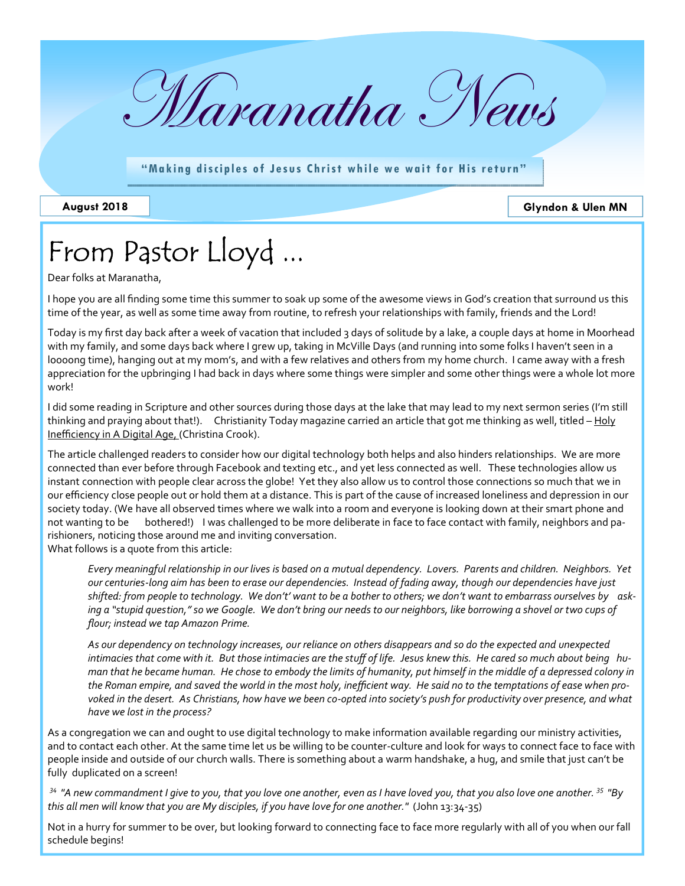# Maranatha News

**"Making disciples of Jesus Christ while we wait for His return"**

**August 2018** **Glyndon & Ulen MN**

## From Pastor Lloyd ...

Dear folks at Maranatha,

I hope you are all finding some time this summer to soak up some of the awesome views in God's creation that surround us this time of the year, as well as some time away from routine, to refresh your relationships with family, friends and the Lord!

Today is my first day back after a week of vacation that included 3 days of solitude by a lake, a couple days at home in Moorhead with my family, and some days back where I grew up, taking in McVille Days (and running into some folks I haven't seen in a loooong time), hanging out at my mom's, and with a few relatives and others from my home church. I came away with a fresh appreciation for the upbringing I had back in days where some things were simpler and some other things were a whole lot more work!

I did some reading in Scripture and other sources during those days at the lake that may lead to my next sermon series (I'm still thinking and praying about that!). Christianity Today magazine carried an article that got me thinking as well, titled – Holy Inefficiency in A Digital Age, (Christina Crook).

The article challenged readers to consider how our digital technology both helps and also hinders relationships. We are more connected than ever before through Facebook and texting etc., and yet less connected as well. These technologies allow us instant connection with people clear across the globe! Yet they also allow us to control those connections so much that we in our efficiency close people out or hold them at a distance. This is part of the cause of increased loneliness and depression in our society today. (We have all observed times where we walk into a room and everyone is looking down at their smart phone and not wanting to be bothered!) I was challenged to be more deliberate in face to face contact with family, neighbors and parishioners, noticing those around me and inviting conversation.
What follows is a quote from this article:

> *Every meaningful relationship in our lives is based on a mutual dependency. Lovers. Parents and children. Neighbors. Yet our centuries-long aim has been to erase our dependencies. Instead of fading away, though our dependencies have just shifted: from people to technology. We don't' want to be a bother to others; we don't want to embarrass ourselves by asking a "stupid question," so we Google. We don't bring our neighbors, like borrowing a shovel or two cups of flour; instead we tap Amazon Prime.*
>
> *As our dependency on technology increases, our reliance on others disappears and so do the expected and unexpected intimacies that come with it. But those intimacies are the stuff of life. Jesus knew this. He cared so much about being human that he became human. He chose to embody the limits of humanity, put himself in the middle of a depressed colony in the Roman empire, and saved the world in the most holy, inefficient way. He said no to the temptations of ease when provoked in the desert. As Christians, how have we been co-opted into society's push for productivity over presence, and what have we lost in the process?*

As a congregation we can and ought to use digital technology to make information available regarding our ministry activities, and to contact each other. At the same time let us be willing to be counter-culture and look for ways to connect face to face with people inside and outside of our church walls. There is something about a warm handshake, a hug, and smile that just can't be fully duplicated on a screen!

[34] *"A new commandment I give to you, that you love one another, even as I have loved you, that you also love one another.* [35] *"By this all men will know that you are My disciples, if you have love for one another."* (John 13:34-35)

Not in a hurry for summer to be over, but looking forward to connecting face to face more regularly with all of you when our fall schedule begins!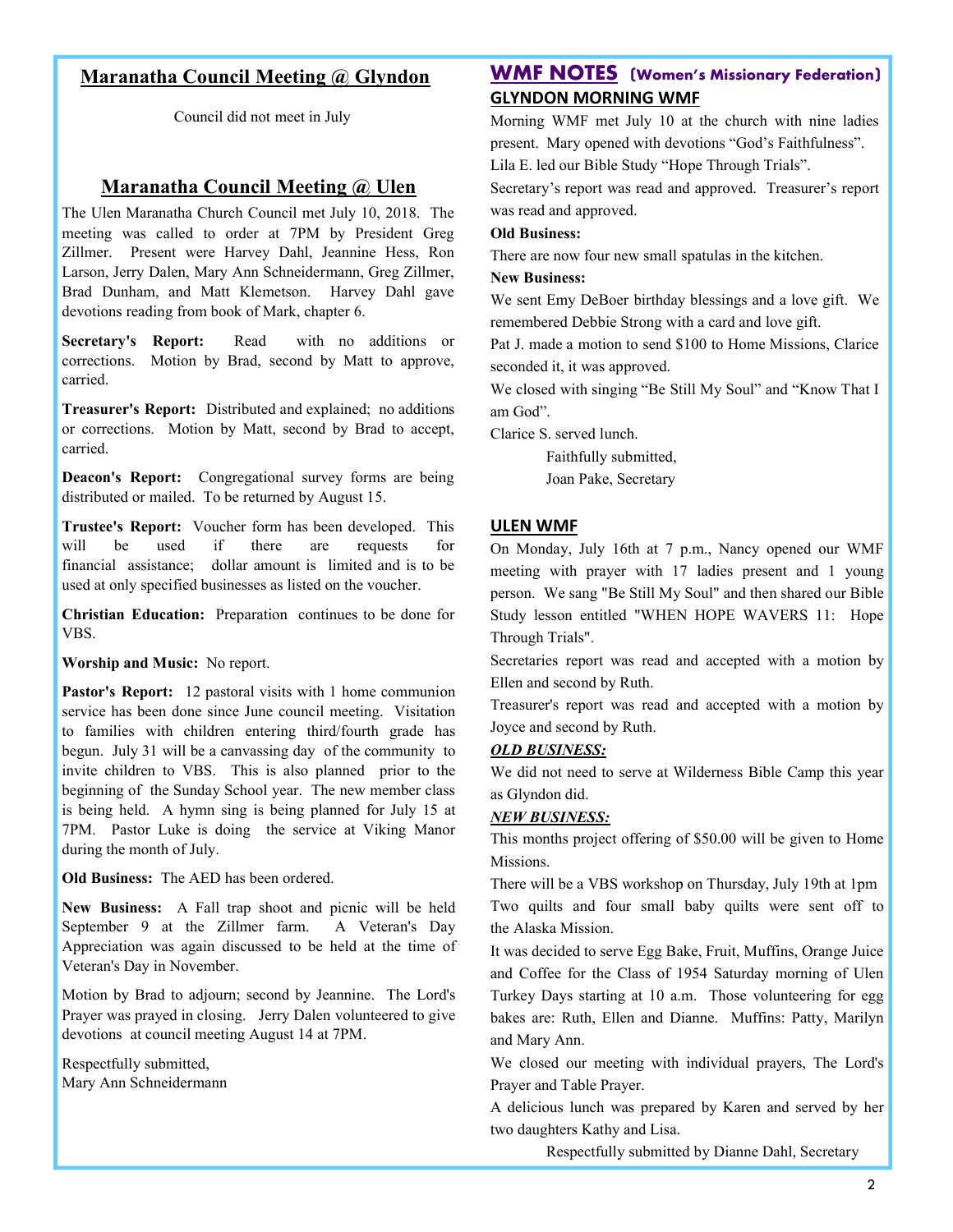## Maranatha Council Meeting @ Glyndon

Council did not meet in July

## Maranatha Council Meeting @ Ulen

The Ulen Maranatha Church Council met July 10, 2018. The meeting was called to order at 7PM by President Greg Zillmer. Present were Harvey Dahl, Jeannine Hess, Ron Larson, Jerry Dalen, Mary Ann Schneidermann, Greg Zillmer, Brad Dunham, and Matt Klemetson. Harvey Dahl gave devotions reading from book of Mark, chapter 6.

**Secretary's Report:** Read with no additions or corrections. Motion by Brad, second by Matt to approve, carried.

**Treasurer's Report:** Distributed and explained; no additions or corrections. Motion by Matt, second by Brad to accept, carried.

**Deacon's Report:** Congregational survey forms are being distributed or mailed. To be returned by August 15.

**Trustee's Report:** Voucher form has been developed. This will be used if there are requests for financial assistance; dollar amount is limited and is to be used at only specified businesses as listed on the voucher.

**Christian Education:** Preparation continues to be done for VBS.

**Worship and Music:** No report.

**Pastor's Report:** 12 pastoral visits with 1 home communion service has been done since June council meeting. Visitation to families with children entering third/fourth grade has begun. July 31 will be a canvassing day of the community to invite children to VBS. This is also planned prior to the beginning of the Sunday School year. The new member class is being held. A hymn sing is being planned for July 15 at 7PM. Pastor Luke is doing the service at Viking Manor during the month of July.

**Old Business:** The AED has been ordered.

**New Business:** A Fall trap shoot and picnic will be held September 9 at the Zillmer farm. A Veteran's Day Appreciation was again discussed to be held at the time of Veteran's Day in November.

Motion by Brad to adjourn; second by Jeannine. The Lord's Prayer was prayed in closing. Jerry Dalen volunteered to give devotions at council meeting August 14 at 7PM.

Respectfully submitted,
Mary Ann Schneidermann

## WMF NOTES (Women's Missionary Federation)

### GLYNDON MORNING WMF

Morning WMF met July 10 at the church with nine ladies present. Mary opened with devotions "God's Faithfulness". Lila E. led our Bible Study "Hope Through Trials".

Secretary's report was read and approved. Treasurer's report was read and approved.

**Old Business:**

There are now four new small spatulas in the kitchen.

**New Business:**

We sent Emy DeBoer birthday blessings and a love gift. We remembered Debbie Strong with a card and love gift.

Pat J. made a motion to send $100 to Home Missions, Clarice seconded it, it was approved.

We closed with singing "Be Still My Soul" and "Know That I am God".

Clarice S. served lunch.

Faithfully submitted,
Joan Pake, Secretary

### ULEN WMF

On Monday, July 16th at 7 p.m., Nancy opened our WMF meeting with prayer with 17 ladies present and 1 young person. We sang "Be Still My Soul" and then shared our Bible Study lesson entitled "WHEN HOPE WAVERS 11: Hope Through Trials".

Secretaries report was read and accepted with a motion by Ellen and second by Ruth.

Treasurer's report was read and accepted with a motion by Joyce and second by Ruth.

***OLD BUSINESS:***

We did not need to serve at Wilderness Bible Camp this year as Glyndon did.

***NEW BUSINESS:***

This months project offering of $50.00 will be given to Home Missions.

There will be a VBS workshop on Thursday, July 19th at 1pm

Two quilts and four small baby quilts were sent off to the Alaska Mission.

It was decided to serve Egg Bake, Fruit, Muffins, Orange Juice and Coffee for the Class of 1954 Saturday morning of Ulen Turkey Days starting at 10 a.m. Those volunteering for egg bakes are: Ruth, Ellen and Dianne. Muffins: Patty, Marilyn and Mary Ann.

We closed our meeting with individual prayers, The Lord's Prayer and Table Prayer.

A delicious lunch was prepared by Karen and served by her two daughters Kathy and Lisa.

Respectfully submitted by Dianne Dahl, Secretary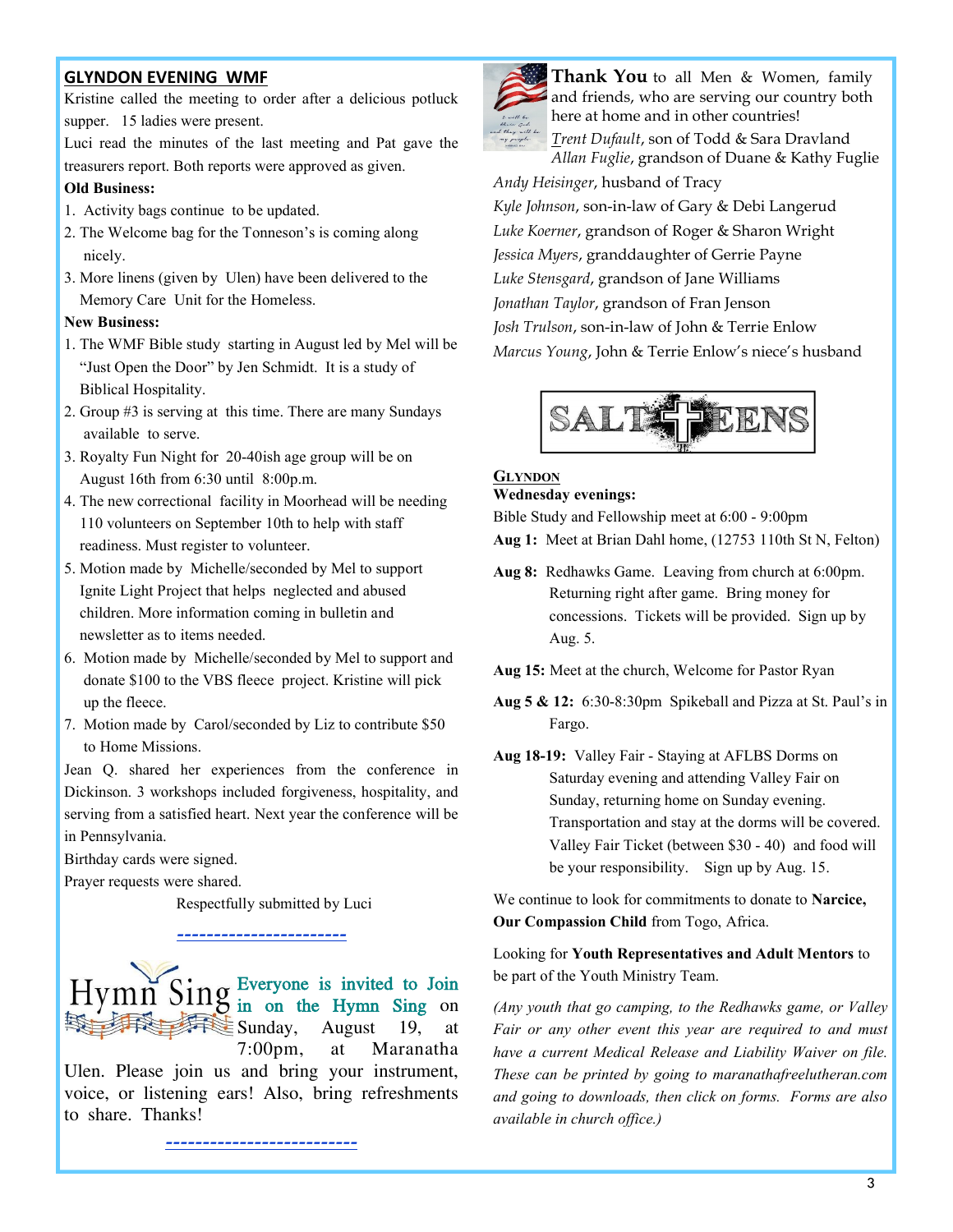## GLYNDON EVENING WMF

Kristine called the meeting to order after a delicious potluck supper. 15 ladies were present.

Luci read the minutes of the last meeting and Pat gave the treasurers report. Both reports were approved as given.

**Old Business:**

1. Activity bags continue to be updated.
2. The Welcome bag for the Tonneson's is coming along nicely.
3. More linens (given by Ulen) have been delivered to the Memory Care Unit for the Homeless.

**New Business:**

1. The WMF Bible study starting in August led by Mel will be "Just Open the Door" by Jen Schmidt. It is a study of Biblical Hospitality.
2. Group #3 is serving at this time. There are many Sundays available to serve.
3. Royalty Fun Night for 20-40ish age group will be on August 16th from 6:30 until 8:00p.m.
4. The new correctional facility in Moorhead will be needing 110 volunteers on September 10th to help with staff readiness. Must register to volunteer.
5. Motion made by Michelle/seconded by Mel to support Ignite Light Project that helps neglected and abused children. More information coming in bulletin and newsletter as to items needed.
6. Motion made by Michelle/seconded by Mel to support and donate $100 to the VBS fleece project. Kristine will pick up the fleece.
7. Motion made by Carol/seconded by Liz to contribute $50 to Home Missions.

Jean Q. shared her experiences from the conference in Dickinson. 3 workshops included forgiveness, hospitality, and serving from a satisfied heart. Next year the conference will be in Pennsylvania.

Birthday cards were signed.

Prayer requests were shared.

Respectfully submitted by Luci

---

## Hymn Sing

Everyone is invited to Join in on the Hymn Sing on Sunday, August 19, at 7:00pm, at Maranatha Ulen. Please join us and bring your instrument, voice, or listening ears! Also, bring refreshments to share. Thanks!

---

**Thank You** to all Men & Women, family and friends, who are serving our country both here at home and in other countries!

*Trent Dufault*, son of Todd & Sara Dravland
*Allan Fuglie*, grandson of Duane & Kathy Fuglie
*Andy Heisinger*, husband of Tracy
*Kyle Johnson*, son-in-law of Gary & Debi Langerud
*Luke Koerner*, grandson of Roger & Sharon Wright
*Jessica Myers*, granddaughter of Gerrie Payne
*Luke Stensgard*, grandson of Jane Williams
*Jonathan Taylor*, grandson of Fran Jenson
*Josh Trulson*, son-in-law of John & Terrie Enlow
*Marcus Young*, John & Terrie Enlow's niece's husband

## SALT TEENS

**GLYNDON**

**Wednesday evenings:**

Bible Study and Fellowship meet at 6:00 - 9:00pm

**Aug 1:** Meet at Brian Dahl home, (12753 110th St N, Felton)

**Aug 8:** Redhawks Game. Leaving from church at 6:00pm. Returning right after game. Bring money for concessions. Tickets will be provided. Sign up by Aug. 5.

**Aug 15:** Meet at the church, Welcome for Pastor Ryan

**Aug 5 & 12:** 6:30-8:30pm Spikeball and Pizza at St. Paul's in Fargo.

**Aug 18-19:** Valley Fair - Staying at AFLBS Dorms on Saturday evening and attending Valley Fair on Sunday, returning home on Sunday evening. Transportation and stay at the dorms will be covered. Valley Fair Ticket (between $30 - 40) and food will be your responsibility. Sign up by Aug. 15.

We continue to look for commitments to donate to **Narcice, Our Compassion Child** from Togo, Africa.

Looking for **Youth Representatives and Adult Mentors** to be part of the Youth Ministry Team.

*(Any youth that go camping, to the Redhawks game, or Valley Fair or any other event this year are required to and must have a current Medical Release and Liability Waiver on file. These can be printed by going to maranathafreelutheran.com and going to downloads, then click on forms. Forms are also available in church office.)*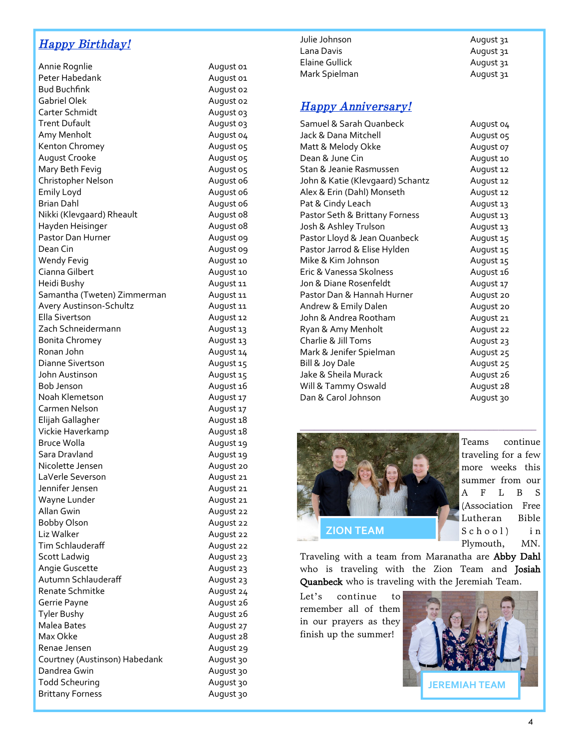## *Happy Birthday!*

| | |
|---|---|
| Annie Rognlie | August 01 |
| Peter Habedank | August 01 |
| Bud Buchfink | August 02 |
| Gabriel Olek | August 02 |
| Carter Schmidt | August 03 |
| Trent Dufault | August 03 |
| Amy Menholt | August 04 |
| Kenton Chromey | August 05 |
| August Crooke | August 05 |
| Mary Beth Fevig | August 05 |
| Christopher Nelson | August 06 |
| Emily Loyd | August 06 |
| Brian Dahl | August 06 |
| Nikki (Klevgaard) Rheault | August 08 |
| Hayden Heisinger | August 08 |
| Pastor Dan Hurner | August 09 |
| Dean Cin | August 09 |
| Wendy Fevig | August 10 |
| Cianna Gilbert | August 10 |
| Heidi Bushy | August 11 |
| Samantha (Tweten) Zimmerman | August 11 |
| Avery Austinson-Schultz | August 11 |
| Ella Sivertson | August 12 |
| Zach Schneidermann | August 13 |
| Bonita Chromey | August 13 |
| Ronan John | August 14 |
| Dianne Sivertson | August 15 |
| John Austinson | August 15 |
| Bob Jenson | August 16 |
| Noah Klemetson | August 17 |
| Carmen Nelson | August 17 |
| Elijah Gallagher | August 18 |
| Vickie Haverkamp | August 18 |
| Bruce Wolla | August 19 |
| Sara Dravland | August 19 |
| Nicolette Jensen | August 20 |
| LaVerle Severson | August 21 |
| Jennifer Jensen | August 21 |
| Wayne Lunder | August 21 |
| Allan Gwin | August 22 |
| Bobby Olson | August 22 |
| Liz Walker | August 22 |
| Tim Schlauderaff | August 22 |
| Scott Ladwig | August 23 |
| Angie Guscette | August 23 |
| Autumn Schlauderaff | August 23 |
| Renate Schmitke | August 24 |
| Gerrie Payne | August 26 |
| Tyler Bushy | August 26 |
| Malea Bates | August 27 |
| Max Okke | August 28 |
| Renae Jensen | August 29 |
| Courtney (Austinson) Habedank | August 30 |
| Dandrea Gwin | August 30 |
| Todd Scheuring | August 30 |
| Brittany Forness | August 30 |
| Julie Johnson | August 31 |
| Lana Davis | August 31 |
| Elaine Gullick | August 31 |
| Mark Spielman | August 31 |

## *Happy Anniversary!*

| | |
|---|---|
| Samuel & Sarah Quanbeck | August 04 |
| Jack & Dana Mitchell | August 05 |
| Matt & Melody Okke | August 07 |
| Dean & June Cin | August 10 |
| Stan & Jeanie Rasmussen | August 12 |
| John & Katie (Klevgaard) Schantz | August 12 |
| Alex & Erin (Dahl) Monseth | August 12 |
| Pat & Cindy Leach | August 13 |
| Pastor Seth & Brittany Forness | August 13 |
| Josh & Ashley Trulson | August 13 |
| Pastor Lloyd & Jean Quanbeck | August 15 |
| Pastor Jarrod & Elise Hylden | August 15 |
| Mike & Kim Johnson | August 15 |
| Eric & Vanessa Skolness | August 16 |
| Jon & Diane Rosenfeldt | August 17 |
| Pastor Dan & Hannah Hurner | August 20 |
| Andrew & Emily Dalen | August 20 |
| John & Andrea Rootham | August 21 |
| Ryan & Amy Menholt | August 22 |
| Charlie & Jill Toms | August 23 |
| Mark & Jenifer Spielman | August 25 |
| Bill & Joy Dale | August 25 |
| Jake & Sheila Murack | August 26 |
| Will & Tammy Oswald | August 28 |
| Dan & Carol Johnson | August 30 |

---

ZION TEAM

Teams continue traveling for a few more weeks this summer from our AFLBS (Association Free Lutheran Bible School) in Plymouth, MN. Traveling with a team from Maranatha are **Abby Dahl** who is traveling with the Zion Team and **Josiah Quanbeck** who is traveling with the Jeremiah Team.

Let's continue to remember all of them in our prayers as they finish up the summer!

JEREMIAH TEAM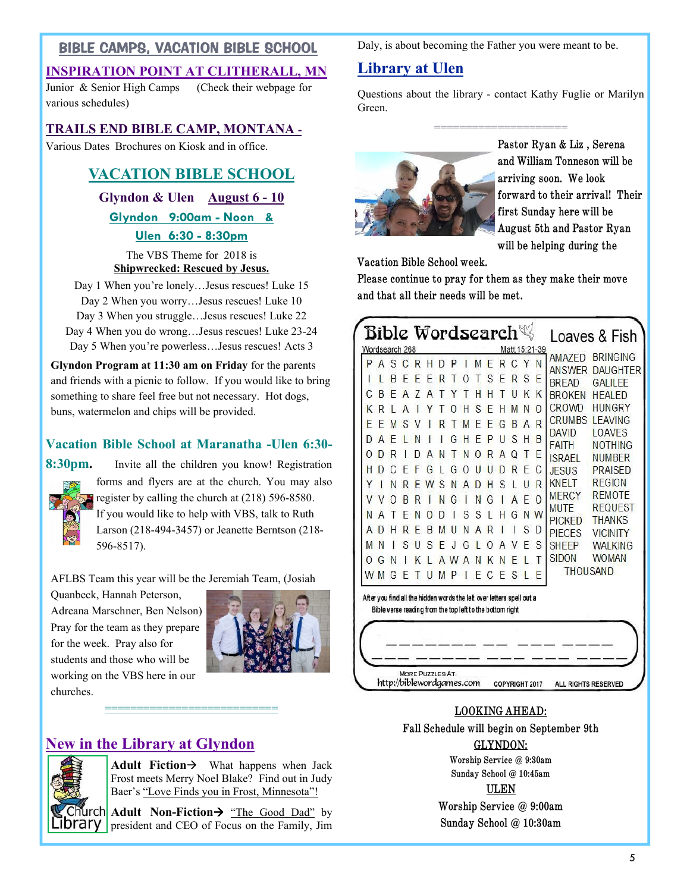## BIBLE CAMPS, VACATION BIBLE SCHOOL

### INSPIRATION POINT AT CLITHERALL, MN

Junior & Senior High Camps (Check their webpage for various schedules)

### TRAILS END BIBLE CAMP, MONTANA -

Various Dates Brochures on Kiosk and in office.

## VACATION BIBLE SCHOOL

**Glyndon & Ulen August 6 - 10**

**Glyndon 9:00am - Noon &**

**Ulen 6:30 - 8:30pm**

The VBS Theme for 2018 is
**Shipwrecked: Rescued by Jesus.**

Day 1 When you're lonely…Jesus rescues! Luke 15
Day 2 When you worry…Jesus rescues! Luke 10
Day 3 When you struggle…Jesus rescues! Luke 22
Day 4 When you do wrong…Jesus rescues! Luke 23-24
Day 5 When you're powerless…Jesus rescues! Acts 3

**Glyndon Program at 11:30 am on Friday** for the parents and friends with a picnic to follow. If you would like to bring something to share feel free but not necessary. Hot dogs, buns, watermelon and chips will be provided.

### Vacation Bible School at Maranatha -Ulen 6:30-8:30pm.

Invite all the children you know! Registration forms and flyers are at the church. You may also register by calling the church at (218) 596-8580. If you would like to help with VBS, talk to Ruth Larson (218-494-3457) or Jeanette Berntson (218-596-8517).

AFLBS Team this year will be the Jeremiah Team, (Josiah Quanbeck, Hannah Peterson, Adreana Marschner, Ben Nelson) Pray for the team as they prepare for the week. Pray also for students and those who will be working on the VBS here in our churches.

==========================

### New in the Library at Glyndon

**Adult Fiction→** What happens when Jack Frost meets Merry Noel Blake? Find out in Judy Baer's "Love Finds you in Frost, Minnesota"!

**Adult Non-Fiction→** "The Good Dad" by president and CEO of Focus on the Family, Jim Daly, is about becoming the Father you were meant to be.

### Library at Ulen

Questions about the library - contact Kathy Fuglie or Marilyn Green.

====================

Pastor Ryan & Liz , Serena and William Tonneson will be arriving soon. We look forward to their arrival! Their first Sunday here will be August 5th and Pastor Ryan will be helping during the Vacation Bible School week.

Please continue to pray for them as they make their move and that all their needs will be met.

### Bible Wordsearch — Loaves & Fish

Wordsearch 268 — Matt.15:21-39

```
P A S C R H D P I M E R C Y N
I L B E E E R T O T S E R S E
C B E A Z A T Y T H H T U K K
K R L A I Y T O H S E H M N O
E E M S V I R T M E E G B A R
D A E L N I I G H E P U S H B
O D R I D A N T N O R A Q T E
H D C E F G L G O U U D R E C
Y I N R E W S N A D H S L U R
V V O B R I N G I N G I A E O
N A T E N O D I S S L H G N W
A D H R E B M U N A R I I S D
M N I S U S E J G L O A V E S
O G N I K L A W A N K N E L T
W M G E T U M P I E C E S L E
```

AMAZED, ANSWER, BREAD, BROKEN, CROWD, CRUMBS, DAVID, FAITH, ISRAEL, JESUS, KNELT, MERCY, MUTE, PICKED, PIECES, SHEEP, SIDON, BRINGING, DAUGHTER, GALILEE, HEALED, HUNGRY, LEAVING, LOAVES, NOTHING, NUMBER, PRAISED, REGION, REMOTE, REQUEST, THANKS, VICINITY, WALKING, WOMAN, THOUSAND

After you find all the hidden words the left over letters spell out a Bible verse reading from the top left to the bottom right

\_ \_ \_ \_ \_ \_ \_ \_ \_ \_ \_ \_ \_ \_ \_ \_
\_ \_ \_ \_ \_ \_ \_ \_ \_ \_ \_ \_ \_ \_ \_ \_ \_ \_ \_ \_ \_

MORE PUZZLES AT: http://biblewordgames.com COPYRIGHT 2017 ALL RIGHTS RESERVED

**LOOKING AHEAD:**

Fall Schedule will begin on September 9th

**GLYNDON:**

Worship Service @ 9:30am
Sunday School @ 10:45am

**ULEN**

Worship Service @ 9:00am
Sunday School @ 10:30am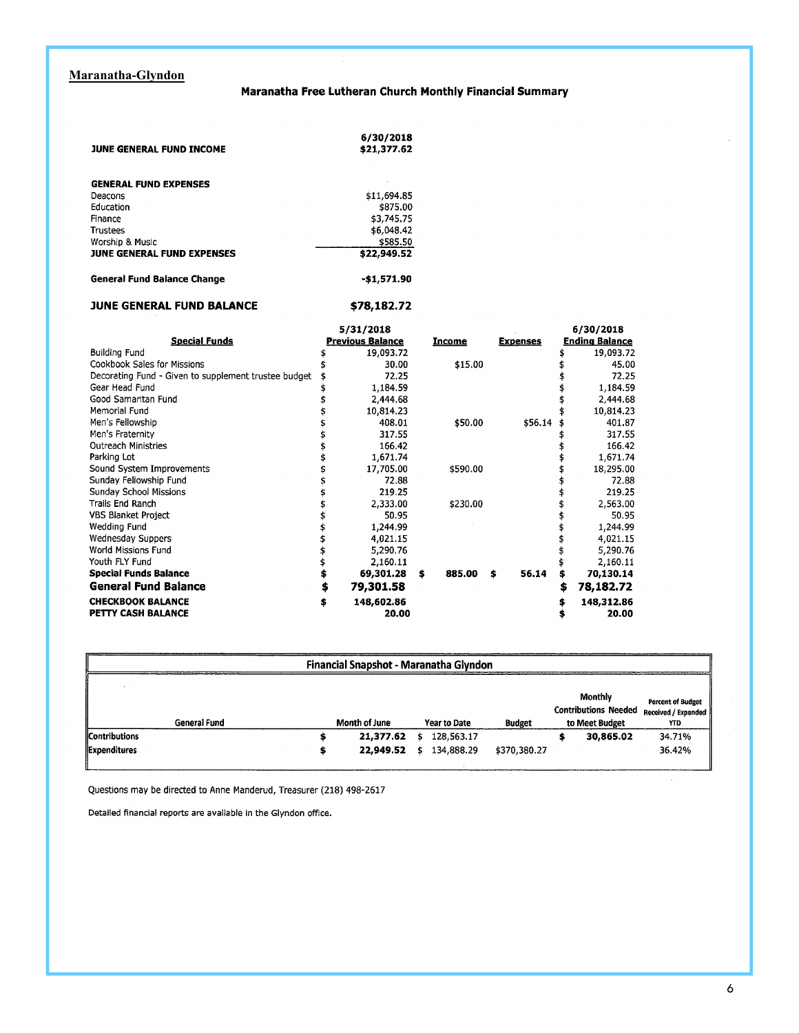## Maranatha-Glyndon

### Maranatha Free Lutheran Church Monthly Financial Summary

| | 6/30/2018 |
|---|---|
| **JUNE GENERAL FUND INCOME** | **$21,377.62** |

| **GENERAL FUND EXPENSES** | |
|---|---|
| Deacons | $11,694.85 |
| Education | $875.00 |
| Finance | $3,745.75 |
| Trustees | $6,048.42 |
| Worship & Music | $585.50 |
| **JUNE GENERAL FUND EXPENSES** | **$22,949.52** |
| **General Fund Balance Change** | **-$1,571.90** |
| **JUNE GENERAL FUND BALANCE** | **$78,182.72** |

| Special Funds | 5/31/2018 Previous Balance | Income | Expenses | 6/30/2018 Ending Balance |
|---|---|---|---|---|
| Building Fund | $ 19,093.72 | | | $ 19,093.72 |
| Cookbook Sales for Missions | $ 30.00 | $15.00 | | $ 45.00 |
| Decorating Fund - Given to supplement trustee budget | $ 72.25 | | | $ 72.25 |
| Gear Head Fund | $ 1,184.59 | | | $ 1,184.59 |
| Good Samaritan Fund | $ 2,444.68 | | | $ 2,444.68 |
| Memorial Fund | $ 10,814.23 | | | $ 10,814.23 |
| Men's Fellowship | $ 408.01 | $50.00 | $56.14 | $ 401.87 |
| Men's Fraternity | $ 317.55 | | | $ 317.55 |
| Outreach Ministries | $ 166.42 | | | $ 166.42 |
| Parking Lot | $ 1,671.74 | | | $ 1,671.74 |
| Sound System Improvements | $ 17,705.00 | $590.00 | | $ 18,295.00 |
| Sunday Fellowship Fund | $ 72.88 | | | $ 72.88 |
| Sunday School Missions | $ 219.25 | | | $ 219.25 |
| Trails End Ranch | $ 2,333.00 | $230.00 | | $ 2,563.00 |
| VBS Blanket Project | $ 50.95 | | | $ 50.95 |
| Wedding Fund | $ 1,244.99 | | | $ 1,244.99 |
| Wednesday Suppers | $ 4,021.15 | | | $ 4,021.15 |
| World Missions Fund | $ 5,290.76 | | | $ 5,290.76 |
| Youth FLY Fund | $ 2,160.11 | | | $ 2,160.11 |
| **Special Funds Balance** | **$ 69,301.28** | **$ 885.00** | **$ 56.14** | **$ 70,130.14** |
| **General Fund Balance** | **$ 79,301.58** | | | **$ 78,182.72** |
| **CHECKBOOK BALANCE** | **$ 148,602.86** | | | **$ 148,312.86** |
| **PETTY CASH BALANCE** | **20.00** | | | **$ 20.00** |

**Financial Snapshot - Maranatha Glyndon**

| General Fund | Month of June | Year to Date | Budget | Monthly Contributions Needed to Meet Budget | Percent of Budget Received / Expended YTD |
|---|---|---|---|---|---|
| Contributions | $ 21,377.62 | $ 128,563.17 | | $ 30,865.02 | 34.71% |
| Expenditures | $ 22,949.52 | $ 134,888.29 | $370,380.27 | | 36.42% |

Questions may be directed to Anne Manderud, Treasurer (218) 498-2617

Detailed financial reports are available in the Glyndon office.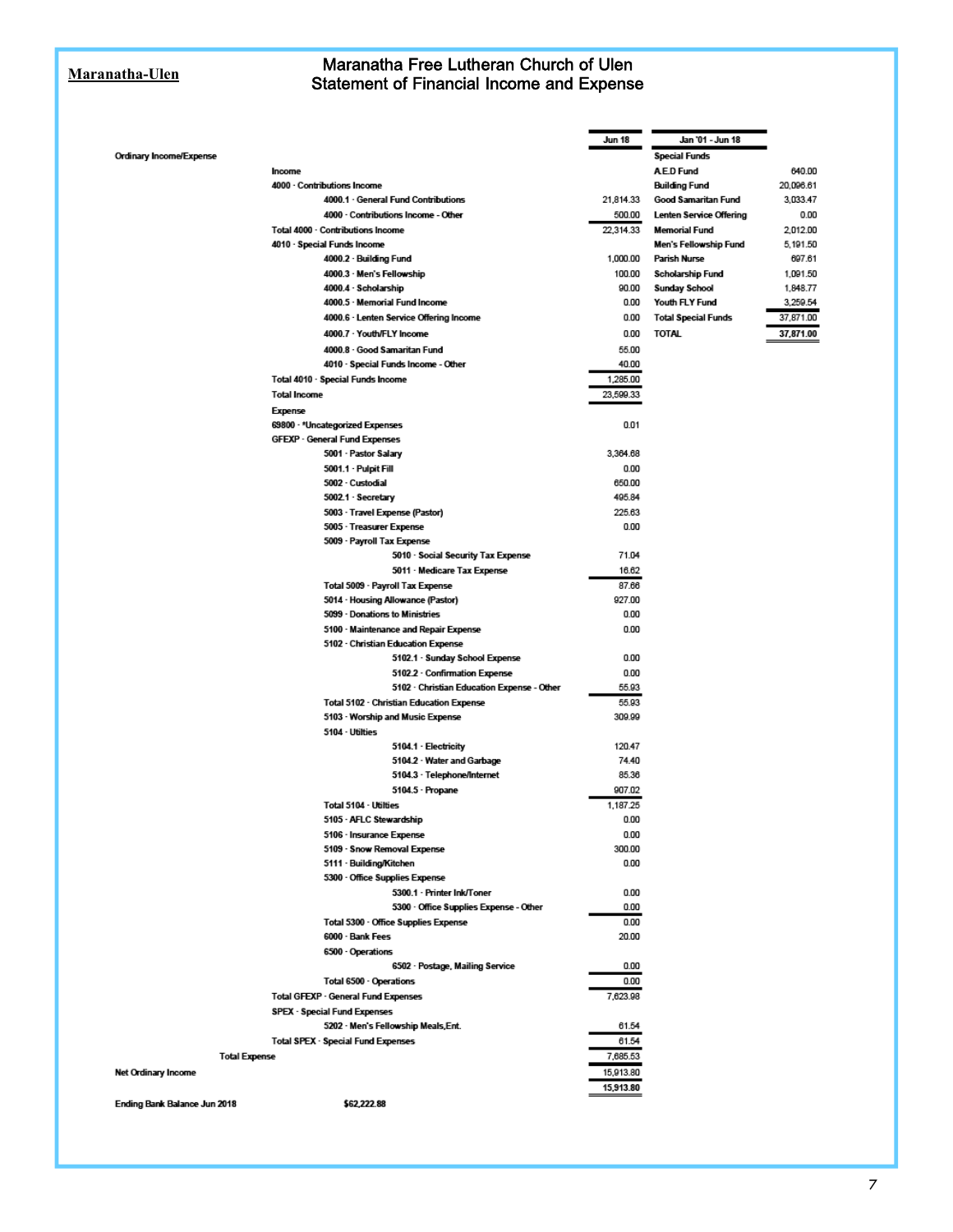**Maranatha-Ulen**

# Maranatha Free Lutheran Church of Ulen
## Statement of Financial Income and Expense

| | Jun 18 |
|---|---|
| **Ordinary Income/Expense** | |
| **Income** | |
| 4000 · Contributions Income | |
| 4000.1 · General Fund Contributions | 21,814.33 |
| 4000 · Contributions Income - Other | 500.00 |
| Total 4000 · Contributions Income | 22,314.33 |
| 4010 · Special Funds Income | |
| 4000.2 · Building Fund | 1,000.00 |
| 4000.3 · Men's Fellowship | 100.00 |
| 4000.4 · Scholarship | 90.00 |
| 4000.5 · Memorial Fund Income | 0.00 |
| 4000.6 · Lenten Service Offering Income | 0.00 |
| 4000.7 · Youth/FLY Income | 0.00 |
| 4000.8 · Good Samaritan Fund | 55.00 |
| 4010 · Special Funds Income - Other | 40.00 |
| Total 4010 · Special Funds Income | 1,285.00 |
| **Total Income** | 23,599.33 |
| **Expense** | |
| 69800 · *Uncategorized Expenses | 0.01 |
| GFEXP · General Fund Expenses | |
| 5001 · Pastor Salary | 3,364.68 |
| 5001.1 · Pulpit Fill | 0.00 |
| 5002 · Custodial | 650.00 |
| 5002.1 · Secretary | 495.84 |
| 5003 · Travel Expense (Pastor) | 225.63 |
| 5005 · Treasurer Expense | 0.00 |
| 5009 · Payroll Tax Expense | |
| 5010 · Social Security Tax Expense | 71.04 |
| 5011 · Medicare Tax Expense | 16.62 |
| Total 5009 · Payroll Tax Expense | 87.66 |
| 5014 · Housing Allowance (Pastor) | 927.00 |
| 5099 · Donations to Ministries | 0.00 |
| 5100 · Maintenance and Repair Expense | 0.00 |
| 5102 · Christian Education Expense | |
| 5102.1 · Sunday School Expense | 0.00 |
| 5102.2 · Confirmation Expense | 0.00 |
| 5102 · Christian Education Expense - Other | 55.93 |
| Total 5102 · Christian Education Expense | 55.93 |
| 5103 · Worship and Music Expense | 309.99 |
| 5104 · Utilties | |
| 5104.1 · Electricity | 120.47 |
| 5104.2 · Water and Garbage | 74.40 |
| 5104.3 · Telephone/Internet | 85.36 |
| 5104.5 · Propane | 907.02 |
| Total 5104 · Utilties | 1,187.25 |
| 5105 · AFLC Stewardship | 0.00 |
| 5106 · Insurance Expense | 0.00 |
| 5109 · Snow Removal Expense | 300.00 |
| 5111 · Building/Kitchen | 0.00 |
| 5300 · Office Supplies Expense | |
| 5300.1 · Printer Ink/Toner | 0.00 |
| 5300 · Office Supplies Expense - Other | 0.00 |
| Total 5300 · Office Supplies Expense | 0.00 |
| 6000 · Bank Fees | 20.00 |
| 6500 · Operations | |
| 6502 · Postage, Mailing Service | 0.00 |
| Total 6500 · Operations | 0.00 |
| Total GFEXP · General Fund Expenses | 7,623.98 |
| SPEX · Special Fund Expenses | |
| 5202 · Men's Fellowship Meals,Ent. | 61.54 |
| Total SPEX · Special Fund Expenses | 61.54 |
| **Total Expense** | 7,685.53 |
| **Net Ordinary Income** | 15,913.80 |
| | 15,913.80 |

| Jan '01 - Jun 18 | |
|---|---|
| **Special Funds** | |
| A.E.D Fund | 640.00 |
| Building Fund | 20,096.61 |
| Good Samaritan Fund | 3,033.47 |
| Lenten Service Offering | 0.00 |
| Memorial Fund | 2,012.00 |
| Men's Fellowship Fund | 5,191.50 |
| Parish Nurse | 697.61 |
| Scholarship Fund | 1,091.50 |
| Sunday School | 1,848.77 |
| Youth FLY Fund | 3,259.54 |
| Total Special Funds | 37,871.00 |
| **TOTAL** | 37,871.00 |

**Ending Bank Balance Jun 2018** $62,222.88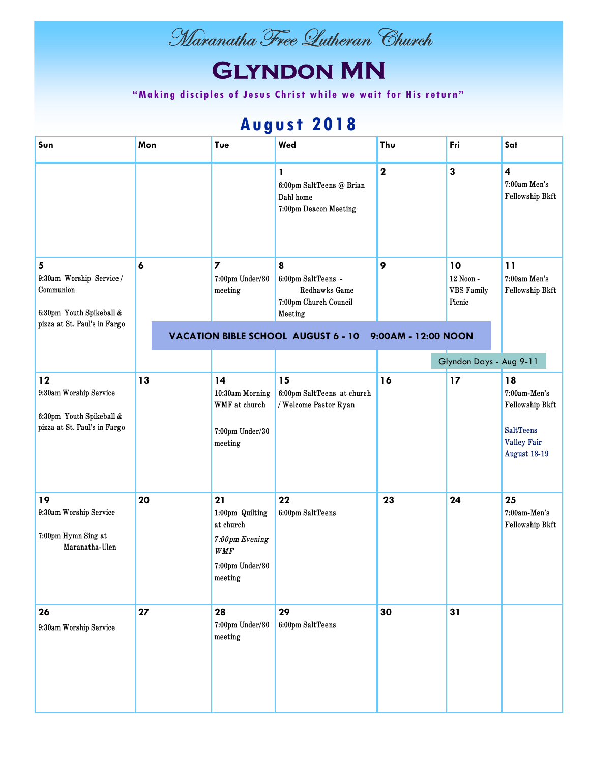# Maranatha Free Lutheran Church

# Glyndon MN

**"Making disciples of Jesus Christ while we wait for His return"**

## August 2018

| Sun | Mon | Tue | Wed | Thu | Fri | Sat |
|---|---|---|---|---|---|---|
| | | | **1** 6:00pm SaltTeens @ Brian Dahl home 7:00pm Deacon Meeting | **2** | **3** | **4** 7:00am Men's Fellowship Bkft |
| **5** 9:30am Worship Service / Communion 6:30pm Youth Spikeball & pizza at St. Paul's in Fargo | **6** | **7** 7:00pm Under/30 meeting | **8** 6:00pm SaltTeens - Redhawks Game 7:00pm Church Council Meeting | **9** | **10** 12 Noon - VBS Family Picnic | **11** 7:00am Men's Fellowship Bkft |
| **12** 9:30am Worship Service 6:30pm Youth Spikeball & pizza at St. Paul's in Fargo | **13** | **14** 10:30am Morning WMF at church 7:00pm Under/30 meeting | **15** 6:00pm SaltTeens at church / Welcome Pastor Ryan | **16** | **17** | **18** 7:00am-Men's Fellowship Bkft SaltTeens Valley Fair August 18-19 |
| **19** 9:30am Worship Service 7:00pm Hymn Sing at Maranatha-Ulen | **20** | **21** 1:00pm Quilting at church *7:00pm Evening WMF* 7:00pm Under/30 meeting | **22** 6:00pm SaltTeens | **23** | **24** | **25** 7:00am-Men's Fellowship Bkft |
| **26** 9:30am Worship Service | **27** | **28** 7:00pm Under/30 meeting | **29** 6:00pm SaltTeens | **30** | **31** | |

**VACATION BIBLE SCHOOL AUGUST 6 - 10 9:00AM - 12:00 NOON**

Glyndon Days - Aug 9-11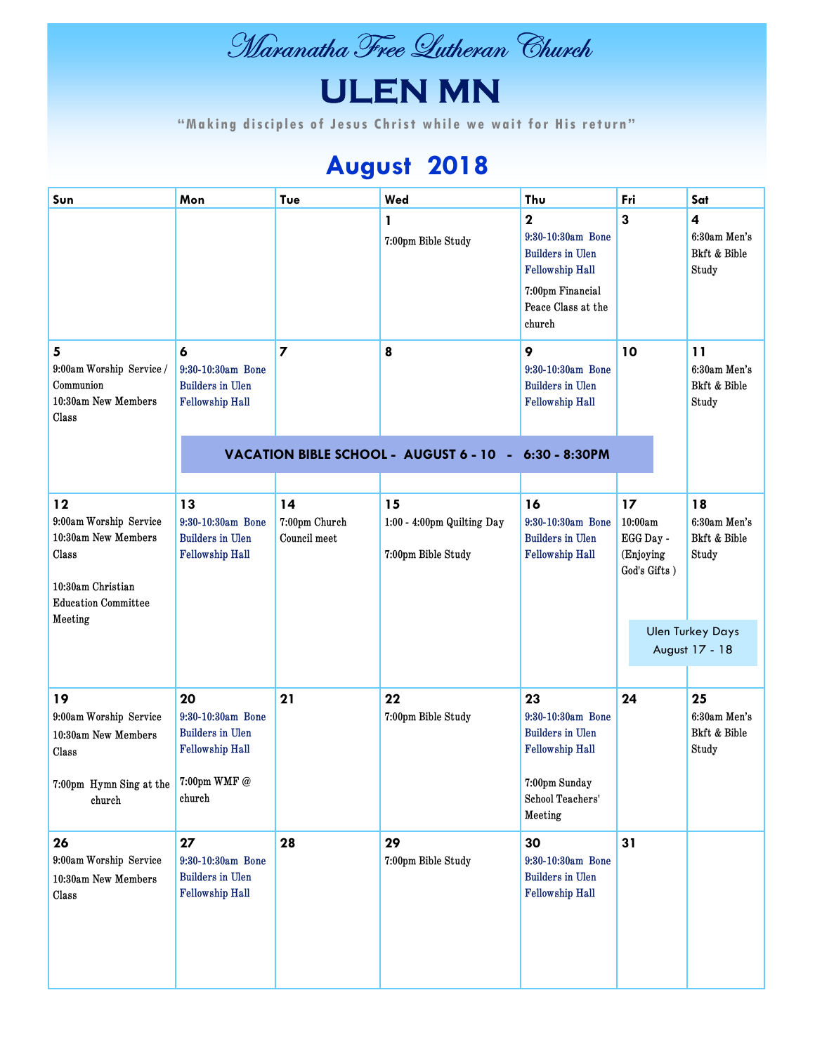# Maranatha Free Lutheran Church

# ULEN MN

"Making disciples of Jesus Christ while we wait for His return"

## August 2018

| Sun | Mon | Tue | Wed | Thu | Fri | Sat |
|---|---|---|---|---|---|---|
| | | | 1<br>7:00pm Bible Study | 2<br>9:30-10:30am Bone Builders in Ulen Fellowship Hall<br>7:00pm Financial Peace Class at the church | 3 | 4<br>6:30am Men's Bkft & Bible Study |
| 5<br>9:00am Worship Service / Communion<br>10:30am New Members Class | 6<br>9:30-10:30am Bone Builders in Ulen Fellowship Hall | 7 | 8 | 9<br>9:30-10:30am Bone Builders in Ulen Fellowship Hall | 10 | 11<br>6:30am Men's Bkft & Bible Study |
| 12<br>9:00am Worship Service<br>10:30am New Members Class<br>10:30am Christian Education Committee Meeting | 13<br>9:30-10:30am Bone Builders in Ulen Fellowship Hall | 14<br>7:00pm Church Council meet | 15<br>1:00 - 4:00pm Quilting Day<br>7:00pm Bible Study | 16<br>9:30-10:30am Bone Builders in Ulen Fellowship Hall | 17<br>10:00am EGG Day - (Enjoying God's Gifts ) | 18<br>6:30am Men's Bkft & Bible Study |
| 19<br>9:00am Worship Service<br>10:30am New Members Class<br>7:00pm Hymn Sing at the church | 20<br>9:30-10:30am Bone Builders in Ulen Fellowship Hall<br>7:00pm WMF @ church | 21 | 22<br>7:00pm Bible Study | 23<br>9:30-10:30am Bone Builders in Ulen Fellowship Hall<br>7:00pm Sunday School Teachers' Meeting | 24 | 25<br>6:30am Men's Bkft & Bible Study |
| 26<br>9:00am Worship Service<br>10:30am New Members Class | 27<br>9:30-10:30am Bone Builders in Ulen Fellowship Hall | 28 | 29<br>7:00pm Bible Study | 30<br>9:30-10:30am Bone Builders in Ulen Fellowship Hall | 31 | |

**VACATION BIBLE SCHOOL - AUGUST 6 - 10 - 6:30 - 8:30PM**

Ulen Turkey Days August 17 - 18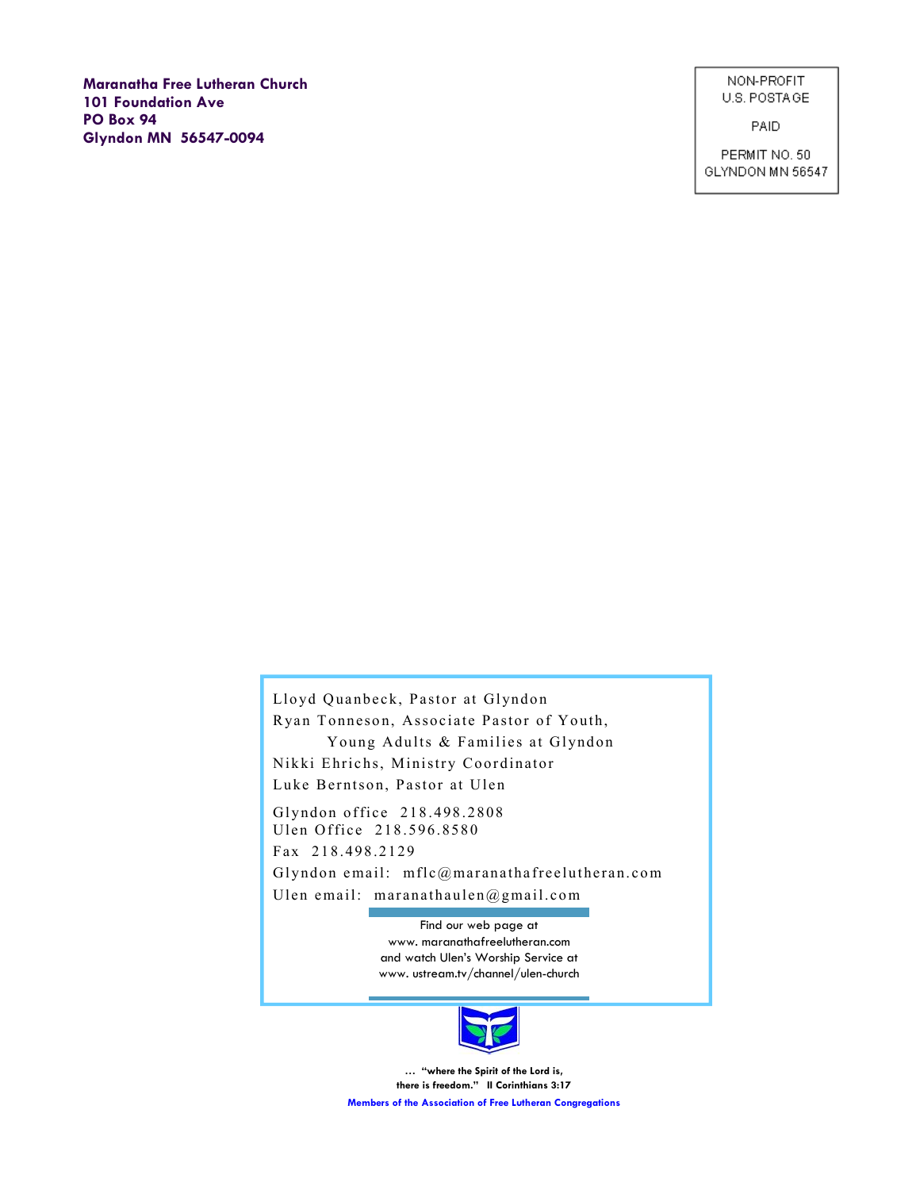**Maranatha Free Lutheran Church**
**101 Foundation Ave**
**PO Box 94**
**Glyndon MN 56547-0094**

NON-PROFIT
U.S. POSTAGE

PAID

PERMIT NO. 50
GLYNDON MN 56547

Lloyd Quanbeck, Pastor at Glyndon
Ryan Tonneson, Associate Pastor of Youth,
Young Adults & Families at Glyndon
Nikki Ehrichs, Ministry Coordinator
Luke Berntson, Pastor at Ulen

Glyndon office 218.498.2808
Ulen Office 218.596.8580
Fax 218.498.2129
Glyndon email: mflc@maranathafreelutheran.com
Ulen email: maranathaulen@gmail.com

Find our web page at
www. maranathafreelutheran.com
and watch Ulen's Worship Service at
www. ustream.tv/channel/ulen-church

**… "where the Spirit of the Lord is, there is freedom." II Corinthians 3:17**

**Members of the Association of Free Lutheran Congregations**